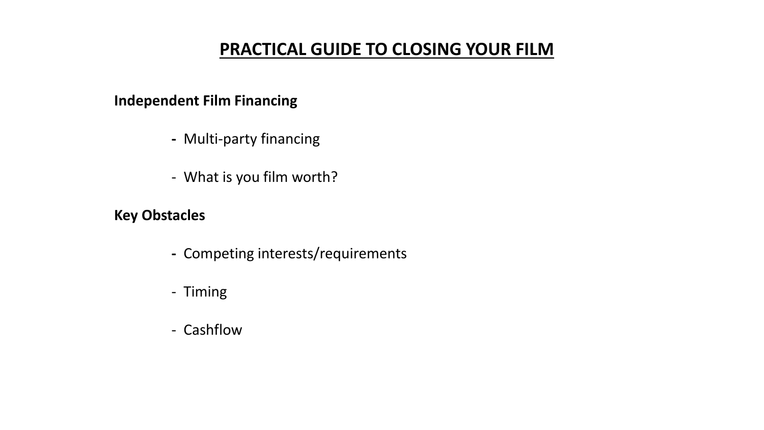# PRACTICAL GUIDE TO CLOSING YOUR FILM

**Independent Film Financing**

- Multi-party financing
- What is you film worth?

**Key Obstacles**

- Competing interests/requirements
- Timing
- Cashflow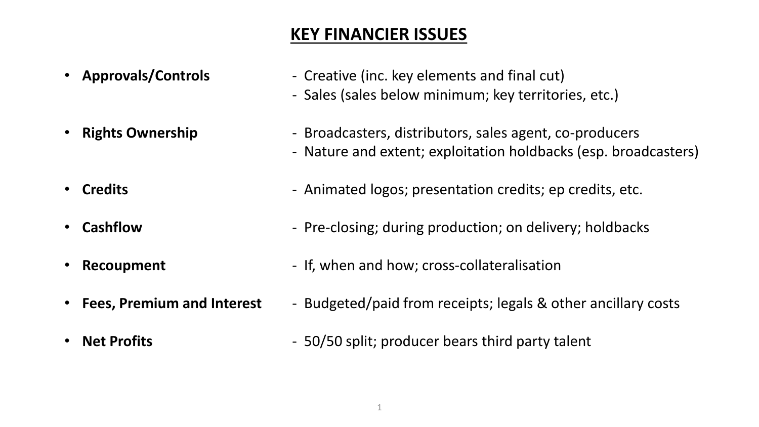# KEY FINANCIER ISSUES

| | |
|---|---|
| **Approvals/Controls** | - Creative (inc. key elements and final cut)<br>- Sales (sales below minimum; key territories, etc.) |
| **Rights Ownership** | - Broadcasters, distributors, sales agent, co-producers<br>- Nature and extent; exploitation holdbacks (esp. broadcasters) |
| **Credits** | - Animated logos; presentation credits; ep credits, etc. |
| **Cashflow** | - Pre-closing; during production; on delivery; holdbacks |
| **Recoupment** | - If, when and how; cross-collateralisation |
| **Fees, Premium and Interest** | - Budgeted/paid from receipts; legals & other ancillary costs |
| **Net Profits** | - 50/50 split; producer bears third party talent |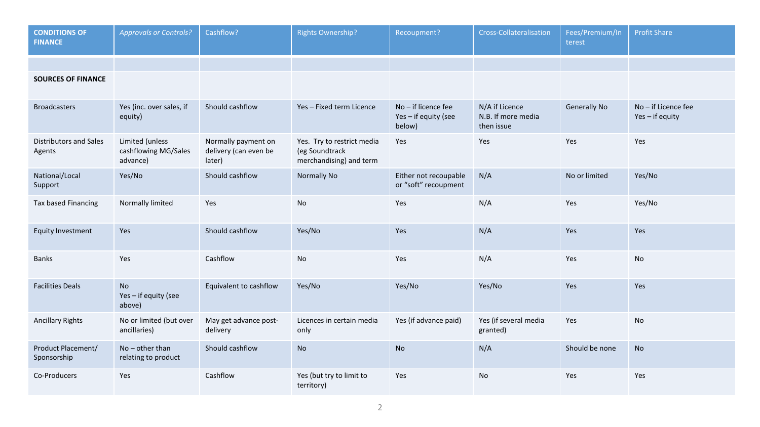| **CONDITIONS OF FINANCE** | *Approvals or Controls?* | Cashflow? | Rights Ownership? | Recoupment? | Cross-Collateralisation | Fees/Premium/Interest | Profit Share |
|---|---|---|---|---|---|---|---|
| | | | | | | | |
| **SOURCES OF FINANCE** | | | | | | | |
| Broadcasters | Yes (inc. over sales, if equity) | Should cashflow | Yes – Fixed term Licence | No – if licence fee<br>Yes – if equity (see below) | N/A if Licence<br>N.B. If more media then issue | Generally No | No – if Licence fee<br>Yes – if equity |
| Distributors and Sales Agents | Limited (unless cashflowing MG/Sales advance) | Normally payment on delivery (can even be later) | Yes. Try to restrict media (eg Soundtrack merchandising) and term | Yes | Yes | Yes | Yes |
| National/Local Support | Yes/No | Should cashflow | Normally No | Either not recoupable or "soft" recoupment | N/A | No or limited | Yes/No |
| Tax based Financing | Normally limited | Yes | No | Yes | N/A | Yes | Yes/No |
| Equity Investment | Yes | Should cashflow | Yes/No | Yes | N/A | Yes | Yes |
| Banks | Yes | Cashflow | No | Yes | N/A | Yes | No |
| Facilities Deals | No<br>Yes – if equity (see above) | Equivalent to cashflow | Yes/No | Yes/No | Yes/No | Yes | Yes |
| Ancillary Rights | No or limited (but over ancillaries) | May get advance post-delivery | Licences in certain media only | Yes (if advance paid) | Yes (if several media granted) | Yes | No |
| Product Placement/ Sponsorship | No – other than relating to product | Should cashflow | No | No | N/A | Should be none | No |
| Co-Producers | Yes | Cashflow | Yes (but try to limit to territory) | Yes | No | Yes | Yes |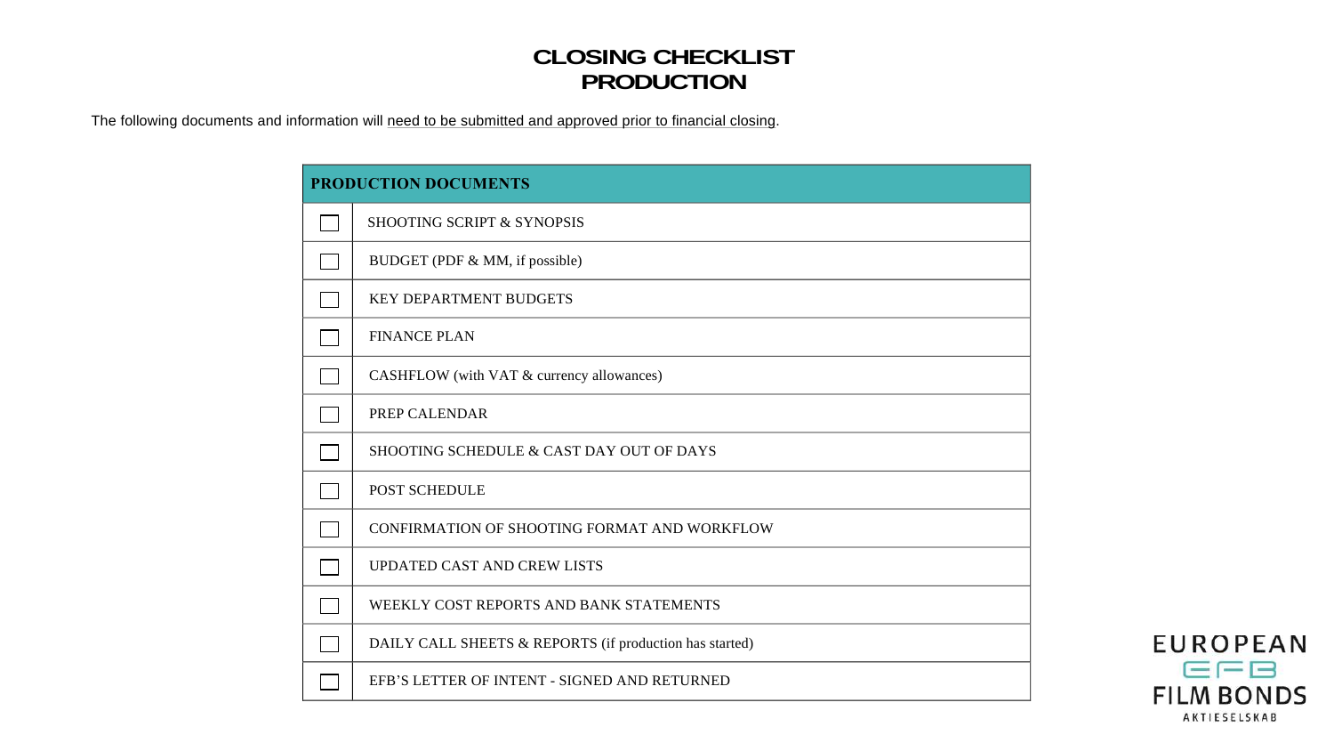# CLOSING CHECKLIST
# PRODUCTION

The following documents and information will need to be submitted and approved prior to financial closing.

| PRODUCTION DOCUMENTS | |
|---|---|
| ☐ | SHOOTING SCRIPT & SYNOPSIS |
| ☐ | BUDGET (PDF & MM, if possible) |
| ☐ | KEY DEPARTMENT BUDGETS |
| ☐ | FINANCE PLAN |
| ☐ | CASHFLOW (with VAT & currency allowances) |
| ☐ | PREP CALENDAR |
| ☐ | SHOOTING SCHEDULE & CAST DAY OUT OF DAYS |
| ☐ | POST SCHEDULE |
| ☐ | CONFIRMATION OF SHOOTING FORMAT AND WORKFLOW |
| ☐ | UPDATED CAST AND CREW LISTS |
| ☐ | WEEKLY COST REPORTS AND BANK STATEMENTS |
| ☐ | DAILY CALL SHEETS & REPORTS (if production has started) |
| ☐ | EFB'S LETTER OF INTENT - SIGNED AND RETURNED |

EUROPEAN EFB FILM BONDS AKTIESELSKAB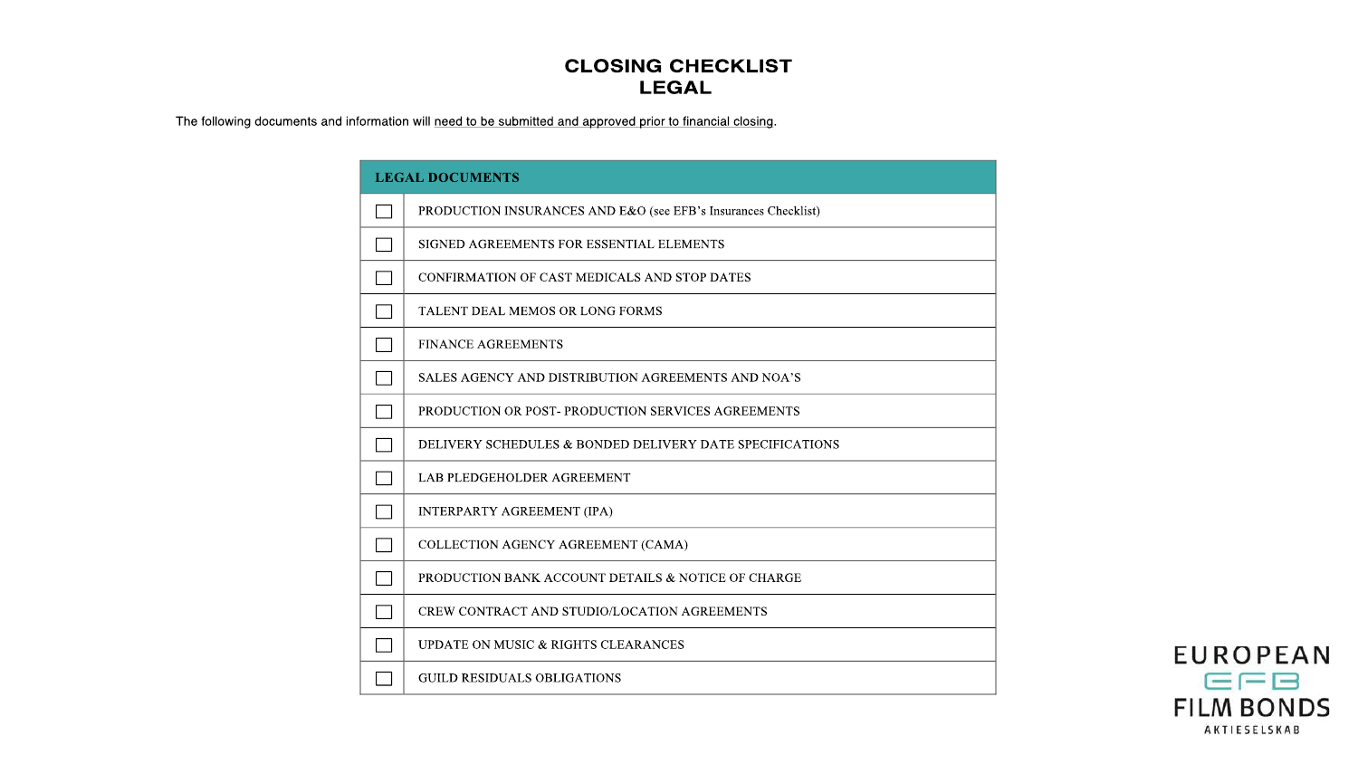# CLOSING CHECKLIST
# LEGAL

The following documents and information will need to be submitted and approved prior to financial closing.

| LEGAL DOCUMENTS | |
|---|---|
| ☐ | PRODUCTION INSURANCES AND E&O (see EFB's Insurances Checklist) |
| ☐ | SIGNED AGREEMENTS FOR ESSENTIAL ELEMENTS |
| ☐ | CONFIRMATION OF CAST MEDICALS AND STOP DATES |
| ☐ | TALENT DEAL MEMOS OR LONG FORMS |
| ☐ | FINANCE AGREEMENTS |
| ☐ | SALES AGENCY AND DISTRIBUTION AGREEMENTS AND NOA'S |
| ☐ | PRODUCTION OR POST- PRODUCTION SERVICES AGREEMENTS |
| ☐ | DELIVERY SCHEDULES & BONDED DELIVERY DATE SPECIFICATIONS |
| ☐ | LAB PLEDGEHOLDER AGREEMENT |
| ☐ | INTERPARTY AGREEMENT (IPA) |
| ☐ | COLLECTION AGENCY AGREEMENT (CAMA) |
| ☐ | PRODUCTION BANK ACCOUNT DETAILS & NOTICE OF CHARGE |
| ☐ | CREW CONTRACT AND STUDIO/LOCATION AGREEMENTS |
| ☐ | UPDATE ON MUSIC & RIGHTS CLEARANCES |
| ☐ | GUILD RESIDUALS OBLIGATIONS |

EUROPEAN EFB FILM BONDS AKTIESELSKAB